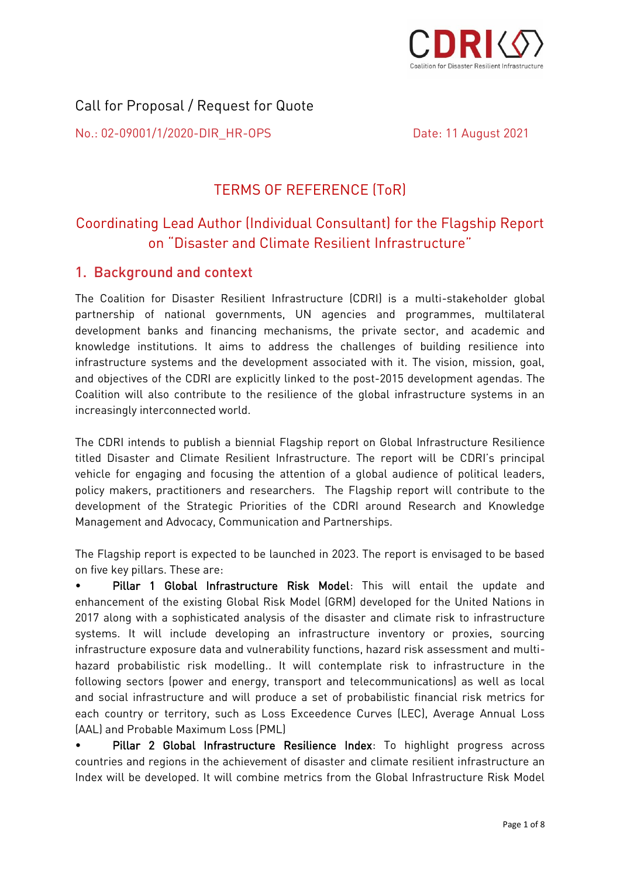Call for Proposal / Request for Quote

No.: 02-09001/1/2020-DIR_HR-OPS Date: 11 August 2021

# TERMS OF REFERENCE (ToR)

## Coordinating Lead Author (Individual Consultant) for the Flagship Report on "Disaster and Climate Resilient Infrastructure"

## 1. Background and context

The Coalition for Disaster Resilient Infrastructure (CDRI) is a multi-stakeholder global partnership of national governments, UN agencies and programmes, multilateral development banks and financing mechanisms, the private sector, and academic and knowledge institutions. It aims to address the challenges of building resilience into infrastructure systems and the development associated with it. The vision, mission, goal, and objectives of the CDRI are explicitly linked to the post-2015 development agendas. The Coalition will also contribute to the resilience of the global infrastructure systems in an increasingly interconnected world.

The CDRI intends to publish a biennial Flagship report on Global Infrastructure Resilience titled Disaster and Climate Resilient Infrastructure. The report will be CDRI's principal vehicle for engaging and focusing the attention of a global audience of political leaders, policy makers, practitioners and researchers. The Flagship report will contribute to the development of the Strategic Priorities of the CDRI around Research and Knowledge Management and Advocacy, Communication and Partnerships.

The Flagship report is expected to be launched in 2023. The report is envisaged to be based on five key pillars. These are:

- **Pillar 1 Global Infrastructure Risk Model**: This will entail the update and enhancement of the existing Global Risk Model (GRM) developed for the United Nations in 2017 along with a sophisticated analysis of the disaster and climate risk to infrastructure systems. It will include developing an infrastructure inventory or proxies, sourcing infrastructure exposure data and vulnerability functions, hazard risk assessment and multi-hazard probabilistic risk modelling.. It will contemplate risk to infrastructure in the following sectors (power and energy, transport and telecommunications) as well as local and social infrastructure and will produce a set of probabilistic financial risk metrics for each country or territory, such as Loss Exceedence Curves (LEC), Average Annual Loss (AAL) and Probable Maximum Loss (PML)
- **Pillar 2 Global Infrastructure Resilience Index**: To highlight progress across countries and regions in the achievement of disaster and climate resilient infrastructure an Index will be developed. It will combine metrics from the Global Infrastructure Risk Model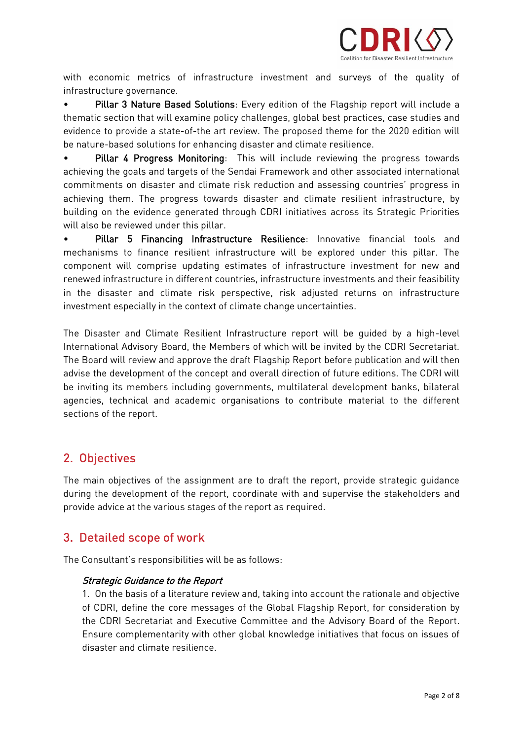with economic metrics of infrastructure investment and surveys of the quality of infrastructure governance.

- **Pillar 3 Nature Based Solutions**: Every edition of the Flagship report will include a thematic section that will examine policy challenges, global best practices, case studies and evidence to provide a state-of-the art review. The proposed theme for the 2020 edition will be nature-based solutions for enhancing disaster and climate resilience.
- **Pillar 4 Progress Monitoring**: This will include reviewing the progress towards achieving the goals and targets of the Sendai Framework and other associated international commitments on disaster and climate risk reduction and assessing countries' progress in achieving them. The progress towards disaster and climate resilient infrastructure, by building on the evidence generated through CDRI initiatives across its Strategic Priorities will also be reviewed under this pillar.
- **Pillar 5 Financing Infrastructure Resilience**: Innovative financial tools and mechanisms to finance resilient infrastructure will be explored under this pillar. The component will comprise updating estimates of infrastructure investment for new and renewed infrastructure in different countries, infrastructure investments and their feasibility in the disaster and climate risk perspective, risk adjusted returns on infrastructure investment especially in the context of climate change uncertainties.

The Disaster and Climate Resilient Infrastructure report will be guided by a high-level International Advisory Board, the Members of which will be invited by the CDRI Secretariat. The Board will review and approve the draft Flagship Report before publication and will then advise the development of the concept and overall direction of future editions. The CDRI will be inviting its members including governments, multilateral development banks, bilateral agencies, technical and academic organisations to contribute material to the different sections of the report.

## 2. Objectives

The main objectives of the assignment are to draft the report, provide strategic guidance during the development of the report, coordinate with and supervise the stakeholders and provide advice at the various stages of the report as required.

## 3. Detailed scope of work

The Consultant's responsibilities will be as follows:

*Strategic Guidance to the Report*

1. On the basis of a literature review and, taking into account the rationale and objective of CDRI, define the core messages of the Global Flagship Report, for consideration by the CDRI Secretariat and Executive Committee and the Advisory Board of the Report. Ensure complementarity with other global knowledge initiatives that focus on issues of disaster and climate resilience.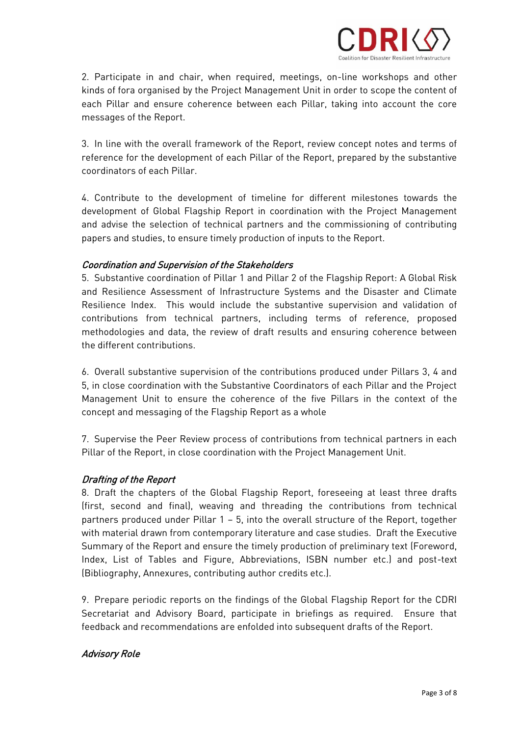2. Participate in and chair, when required, meetings, on-line workshops and other kinds of fora organised by the Project Management Unit in order to scope the content of each Pillar and ensure coherence between each Pillar, taking into account the core messages of the Report.

3. In line with the overall framework of the Report, review concept notes and terms of reference for the development of each Pillar of the Report, prepared by the substantive coordinators of each Pillar.

4. Contribute to the development of timeline for different milestones towards the development of Global Flagship Report in coordination with the Project Management and advise the selection of technical partners and the commissioning of contributing papers and studies, to ensure timely production of inputs to the Report.

*Coordination and Supervision of the Stakeholders*

5. Substantive coordination of Pillar 1 and Pillar 2 of the Flagship Report: A Global Risk and Resilience Assessment of Infrastructure Systems and the Disaster and Climate Resilience Index. This would include the substantive supervision and validation of contributions from technical partners, including terms of reference, proposed methodologies and data, the review of draft results and ensuring coherence between the different contributions.

6. Overall substantive supervision of the contributions produced under Pillars 3, 4 and 5, in close coordination with the Substantive Coordinators of each Pillar and the Project Management Unit to ensure the coherence of the five Pillars in the context of the concept and messaging of the Flagship Report as a whole

7. Supervise the Peer Review process of contributions from technical partners in each Pillar of the Report, in close coordination with the Project Management Unit.

*Drafting of the Report*

8. Draft the chapters of the Global Flagship Report, foreseeing at least three drafts (first, second and final), weaving and threading the contributions from technical partners produced under Pillar 1 – 5, into the overall structure of the Report, together with material drawn from contemporary literature and case studies. Draft the Executive Summary of the Report and ensure the timely production of preliminary text (Foreword, Index, List of Tables and Figure, Abbreviations, ISBN number etc.) and post-text (Bibliography, Annexures, contributing author credits etc.).

9. Prepare periodic reports on the findings of the Global Flagship Report for the CDRI Secretariat and Advisory Board, participate in briefings as required. Ensure that feedback and recommendations are enfolded into subsequent drafts of the Report.

*Advisory Role*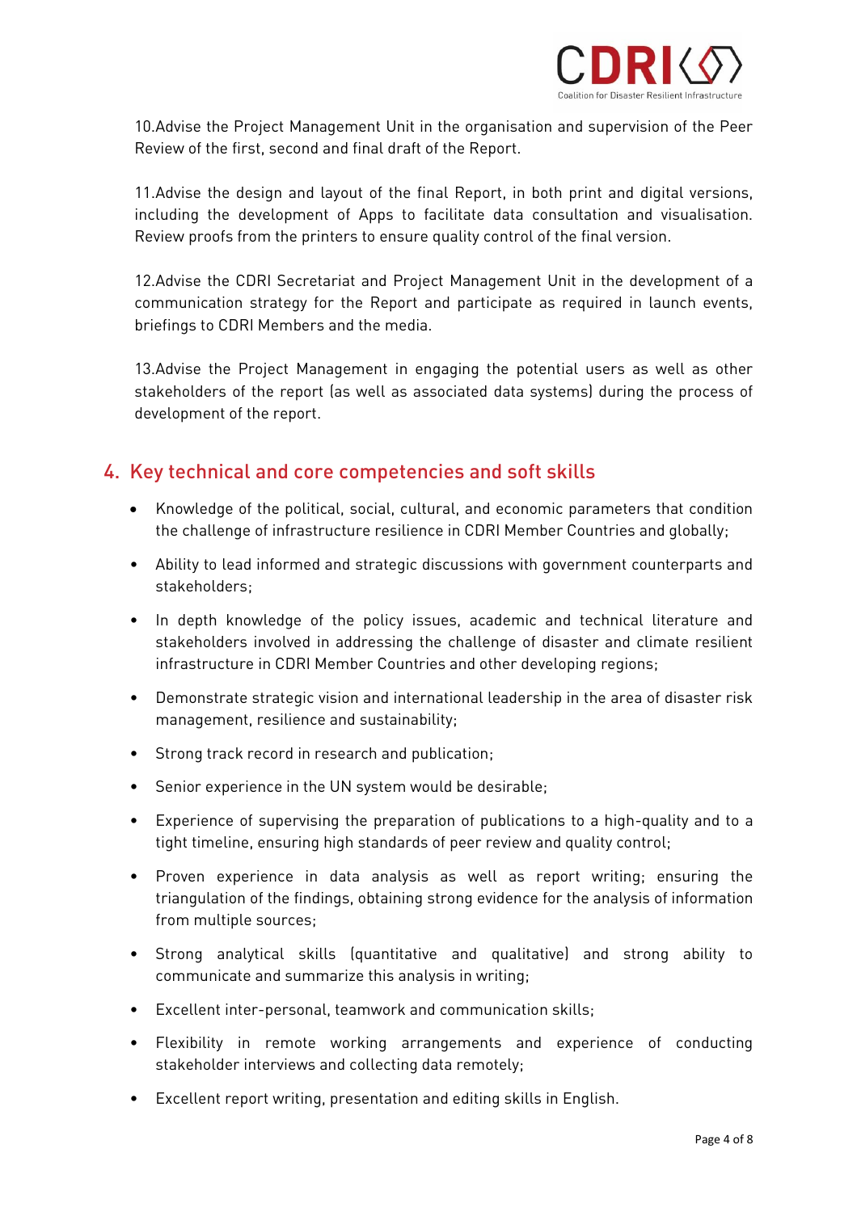10. Advise the Project Management Unit in the organisation and supervision of the Peer Review of the first, second and final draft of the Report.

11. Advise the design and layout of the final Report, in both print and digital versions, including the development of Apps to facilitate data consultation and visualisation. Review proofs from the printers to ensure quality control of the final version.

12. Advise the CDRI Secretariat and Project Management Unit in the development of a communication strategy for the Report and participate as required in launch events, briefings to CDRI Members and the media.

13. Advise the Project Management in engaging the potential users as well as other stakeholders of the report (as well as associated data systems) during the process of development of the report.

## 4. Key technical and core competencies and soft skills

- Knowledge of the political, social, cultural, and economic parameters that condition the challenge of infrastructure resilience in CDRI Member Countries and globally;
- Ability to lead informed and strategic discussions with government counterparts and stakeholders;
- In depth knowledge of the policy issues, academic and technical literature and stakeholders involved in addressing the challenge of disaster and climate resilient infrastructure in CDRI Member Countries and other developing regions;
- Demonstrate strategic vision and international leadership in the area of disaster risk management, resilience and sustainability;
- Strong track record in research and publication;
- Senior experience in the UN system would be desirable;
- Experience of supervising the preparation of publications to a high-quality and to a tight timeline, ensuring high standards of peer review and quality control;
- Proven experience in data analysis as well as report writing; ensuring the triangulation of the findings, obtaining strong evidence for the analysis of information from multiple sources;
- Strong analytical skills (quantitative and qualitative) and strong ability to communicate and summarize this analysis in writing;
- Excellent inter-personal, teamwork and communication skills;
- Flexibility in remote working arrangements and experience of conducting stakeholder interviews and collecting data remotely;
- Excellent report writing, presentation and editing skills in English.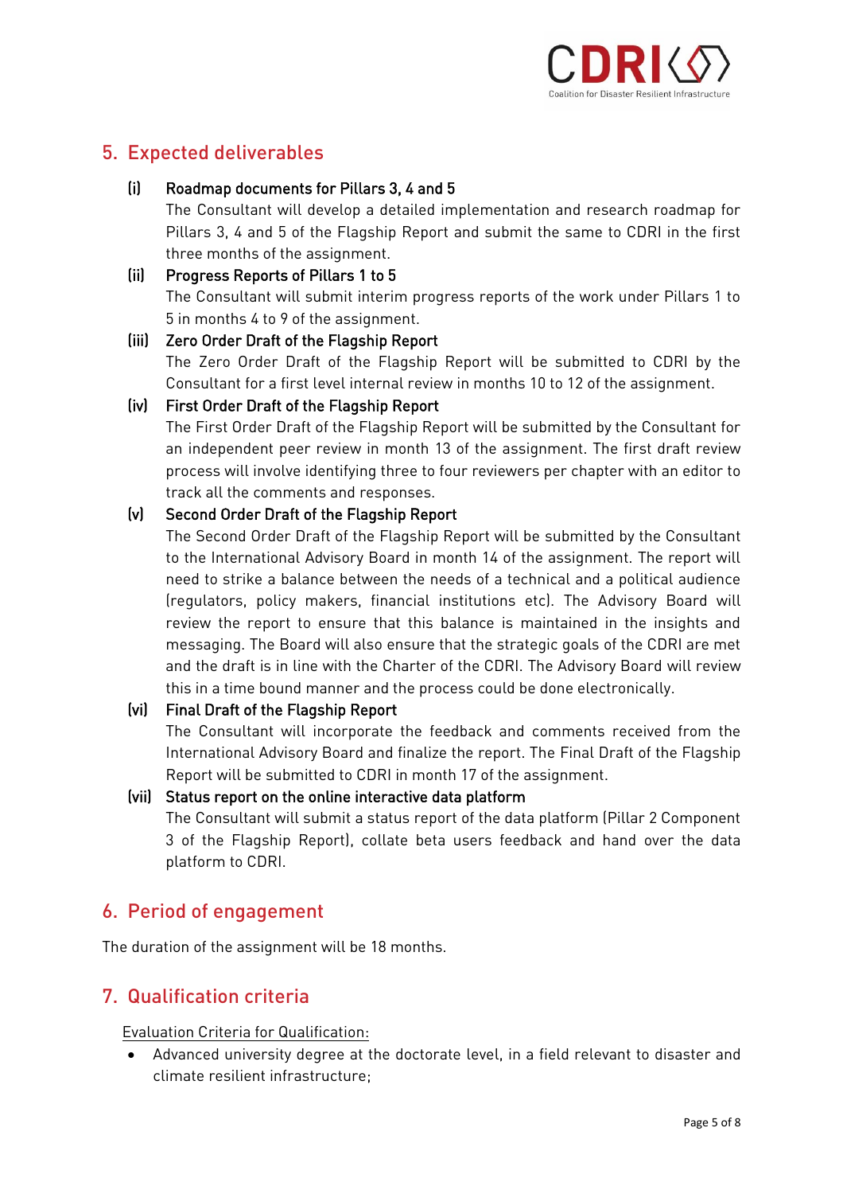## 5. Expected deliverables

(i) **Roadmap documents for Pillars 3, 4 and 5**

The Consultant will develop a detailed implementation and research roadmap for Pillars 3, 4 and 5 of the Flagship Report and submit the same to CDRI in the first three months of the assignment.

(ii) **Progress Reports of Pillars 1 to 5**

The Consultant will submit interim progress reports of the work under Pillars 1 to 5 in months 4 to 9 of the assignment.

(iii) **Zero Order Draft of the Flagship Report**

The Zero Order Draft of the Flagship Report will be submitted to CDRI by the Consultant for a first level internal review in months 10 to 12 of the assignment.

(iv) **First Order Draft of the Flagship Report**

The First Order Draft of the Flagship Report will be submitted by the Consultant for an independent peer review in month 13 of the assignment. The first draft review process will involve identifying three to four reviewers per chapter with an editor to track all the comments and responses.

(v) **Second Order Draft of the Flagship Report**

The Second Order Draft of the Flagship Report will be submitted by the Consultant to the International Advisory Board in month 14 of the assignment. The report will need to strike a balance between the needs of a technical and a political audience (regulators, policy makers, financial institutions etc). The Advisory Board will review the report to ensure that this balance is maintained in the insights and messaging. The Board will also ensure that the strategic goals of the CDRI are met and the draft is in line with the Charter of the CDRI. The Advisory Board will review this in a time bound manner and the process could be done electronically.

(vi) **Final Draft of the Flagship Report**

The Consultant will incorporate the feedback and comments received from the International Advisory Board and finalize the report. The Final Draft of the Flagship Report will be submitted to CDRI in month 17 of the assignment.

(vii) **Status report on the online interactive data platform**

The Consultant will submit a status report of the data platform (Pillar 2 Component 3 of the Flagship Report), collate beta users feedback and hand over the data platform to CDRI.

## 6. Period of engagement

The duration of the assignment will be 18 months.

## 7. Qualification criteria

Evaluation Criteria for Qualification:

- Advanced university degree at the doctorate level, in a field relevant to disaster and climate resilient infrastructure;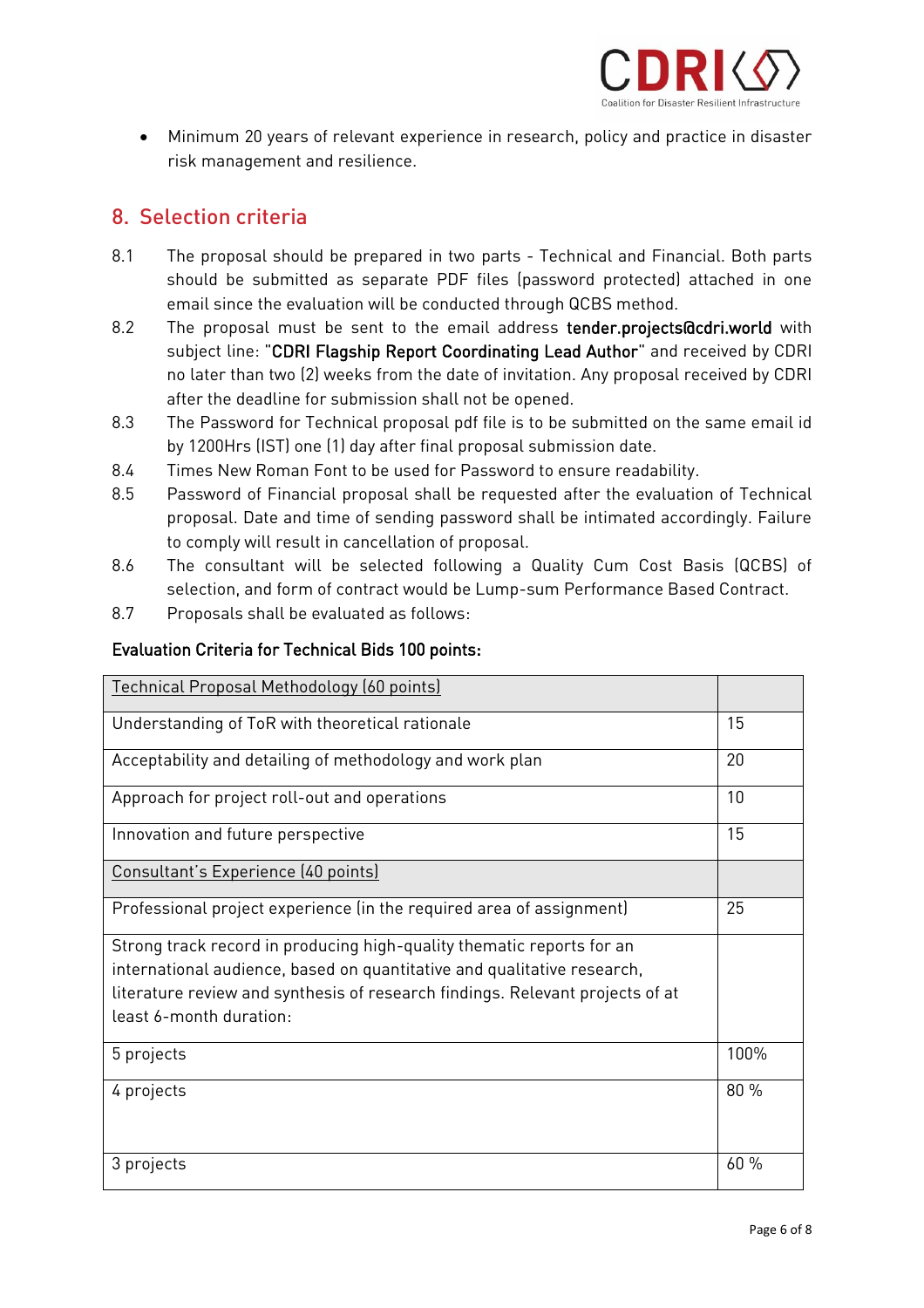- Minimum 20 years of relevant experience in research, policy and practice in disaster risk management and resilience.

## 8. Selection criteria

8.1 The proposal should be prepared in two parts - Technical and Financial. Both parts should be submitted as separate PDF files (password protected) attached in one email since the evaluation will be conducted through QCBS method.

8.2 The proposal must be sent to the email address **tender.projects@cdri.world** with subject line: "**CDRI Flagship Report Coordinating Lead Author**" and received by CDRI no later than two (2) weeks from the date of invitation. Any proposal received by CDRI after the deadline for submission shall not be opened.

8.3 The Password for Technical proposal pdf file is to be submitted on the same email id by 1200Hrs (IST) one (1) day after final proposal submission date.

8.4 Times New Roman Font to be used for Password to ensure readability.

8.5 Password of Financial proposal shall be requested after the evaluation of Technical proposal. Date and time of sending password shall be intimated accordingly. Failure to comply will result in cancellation of proposal.

8.6 The consultant will be selected following a Quality Cum Cost Basis (QCBS) of selection, and form of contract would be Lump-sum Performance Based Contract.

8.7 Proposals shall be evaluated as follows:

**Evaluation Criteria for Technical Bids 100 points:**

| Technical Proposal Methodology (60 points) | |
|---|---|
| Understanding of ToR with theoretical rationale | 15 |
| Acceptability and detailing of methodology and work plan | 20 |
| Approach for project roll-out and operations | 10 |
| Innovation and future perspective | 15 |
| Consultant's Experience (40 points) | |
| Professional project experience (in the required area of assignment) | 25 |
| Strong track record in producing high-quality thematic reports for an international audience, based on quantitative and qualitative research, literature review and synthesis of research findings. Relevant projects of at least 6-month duration: | |
| 5 projects | 100% |
| 4 projects | 80 % |
| 3 projects | 60 % |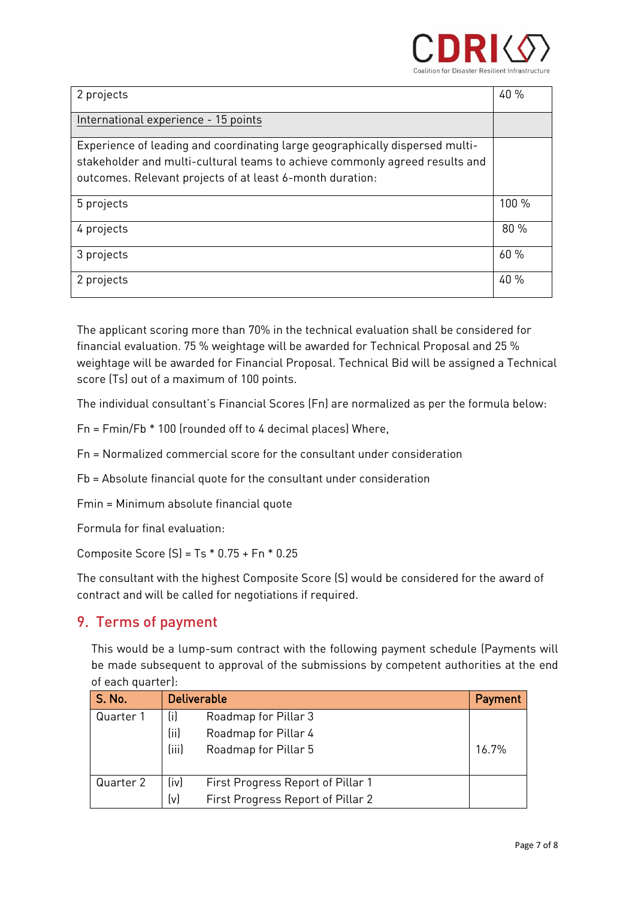| | |
|---|---|
| 2 projects | 40 % |
| International experience - 15 points | |
| Experience of leading and coordinating large geographically dispersed multi-stakeholder and multi-cultural teams to achieve commonly agreed results and outcomes. Relevant projects of at least 6-month duration: | |
| 5 projects | 100 % |
| 4 projects | 80 % |
| 3 projects | 60 % |
| 2 projects | 40 % |

The applicant scoring more than 70% in the technical evaluation shall be considered for financial evaluation. 75 % weightage will be awarded for Technical Proposal and 25 % weightage will be awarded for Financial Proposal. Technical Bid will be assigned a Technical score (Ts) out of a maximum of 100 points.

The individual consultant's Financial Scores (Fn) are normalized as per the formula below:

Fn = Fmin/Fb * 100 (rounded off to 4 decimal places) Where,

Fn = Normalized commercial score for the consultant under consideration

Fb = Absolute financial quote for the consultant under consideration

Fmin = Minimum absolute financial quote

Formula for final evaluation:

Composite Score (S) = Ts * 0.75 + Fn * 0.25

The consultant with the highest Composite Score (S) would be considered for the award of contract and will be called for negotiations if required.

## 9. Terms of payment

This would be a lump-sum contract with the following payment schedule (Payments will be made subsequent to approval of the submissions by competent authorities at the end of each quarter):

| S. No. | Deliverable | Payment |
|---|---|---|
| Quarter 1 | (i) Roadmap for Pillar 3<br>(ii) Roadmap for Pillar 4<br>(iii) Roadmap for Pillar 5 | 16.7% |
| Quarter 2 | (iv) First Progress Report of Pillar 1<br>(v) First Progress Report of Pillar 2 | |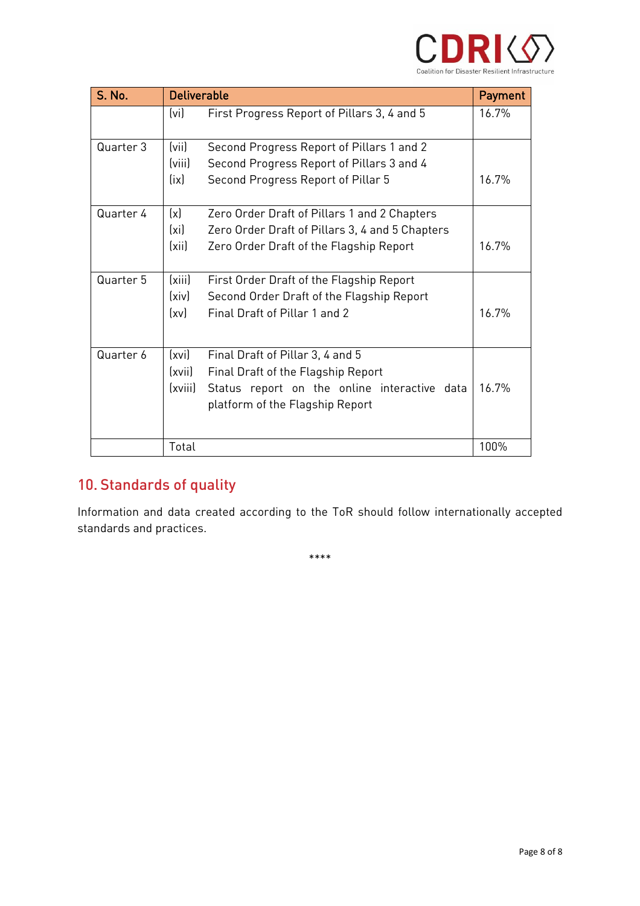| S. No. | Deliverable | Payment |
|---|---|---|
| | (vi) First Progress Report of Pillars 3, 4 and 5 | 16.7% |
| Quarter 3 | (vii) Second Progress Report of Pillars 1 and 2<br>(viii) Second Progress Report of Pillars 3 and 4<br>(ix) Second Progress Report of Pillar 5 | 16.7% |
| Quarter 4 | (x) Zero Order Draft of Pillars 1 and 2 Chapters<br>(xi) Zero Order Draft of Pillars 3, 4 and 5 Chapters<br>(xii) Zero Order Draft of the Flagship Report | 16.7% |
| Quarter 5 | (xiii) First Order Draft of the Flagship Report<br>(xiv) Second Order Draft of the Flagship Report<br>(xv) Final Draft of Pillar 1 and 2 | 16.7% |
| Quarter 6 | (xvi) Final Draft of Pillar 3, 4 and 5<br>(xvii) Final Draft of the Flagship Report<br>(xviii) Status report on the online interactive data platform of the Flagship Report | 16.7% |
| | Total | 100% |

## 10. Standards of quality

Information and data created according to the ToR should follow internationally accepted standards and practices.

****